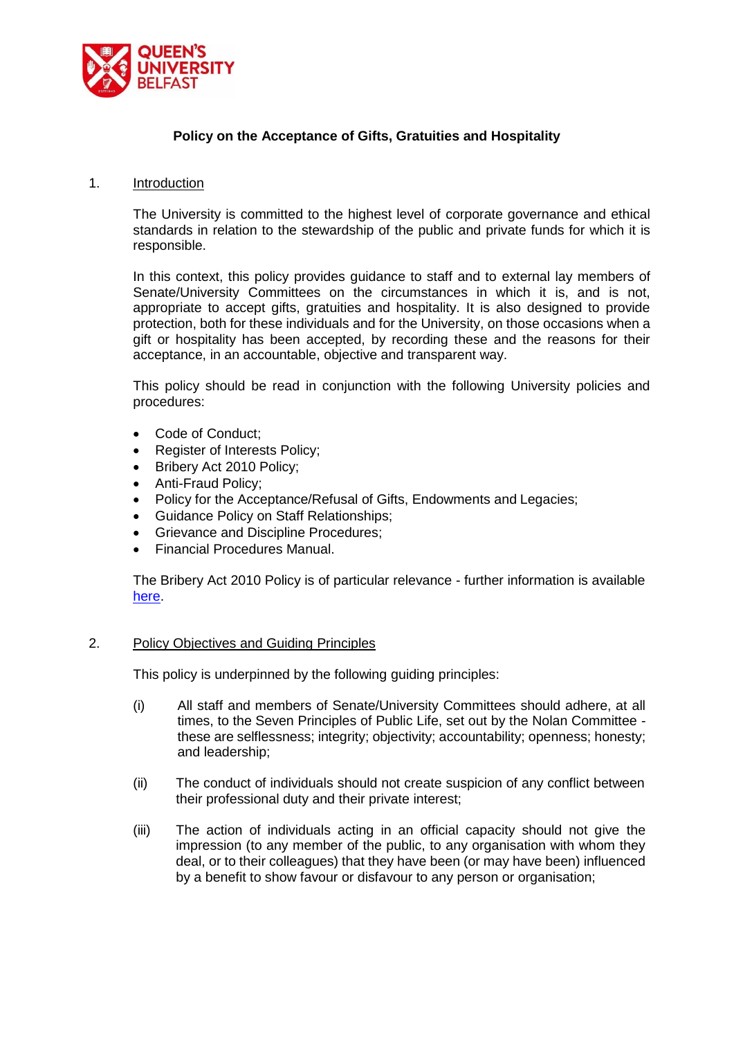**Policy on the Acceptance of Gifts, Gratuities and Hospitality**

## 1. Introduction

The University is committed to the highest level of corporate governance and ethical standards in relation to the stewardship of the public and private funds for which it is responsible.

In this context, this policy provides guidance to staff and to external lay members of Senate/University Committees on the circumstances in which it is, and is not, appropriate to accept gifts, gratuities and hospitality. It is also designed to provide protection, both for these individuals and for the University, on those occasions when a gift or hospitality has been accepted, by recording these and the reasons for their acceptance, in an accountable, objective and transparent way.

This policy should be read in conjunction with the following University policies and procedures:

- Code of Conduct;
- Register of Interests Policy;
- Bribery Act 2010 Policy;
- Anti-Fraud Policy;
- Policy for the Acceptance/Refusal of Gifts, Endowments and Legacies;
- Guidance Policy on Staff Relationships;
- Grievance and Discipline Procedures;
- Financial Procedures Manual.

The Bribery Act 2010 Policy is of particular relevance - further information is available here.

## 2. Policy Objectives and Guiding Principles

This policy is underpinned by the following guiding principles:

(i) All staff and members of Senate/University Committees should adhere, at all times, to the Seven Principles of Public Life, set out by the Nolan Committee - these are selflessness; integrity; objectivity; accountability; openness; honesty; and leadership;

(ii) The conduct of individuals should not create suspicion of any conflict between their professional duty and their private interest;

(iii) The action of individuals acting in an official capacity should not give the impression (to any member of the public, to any organisation with whom they deal, or to their colleagues) that they have been (or may have been) influenced by a benefit to show favour or disfavour to any person or organisation;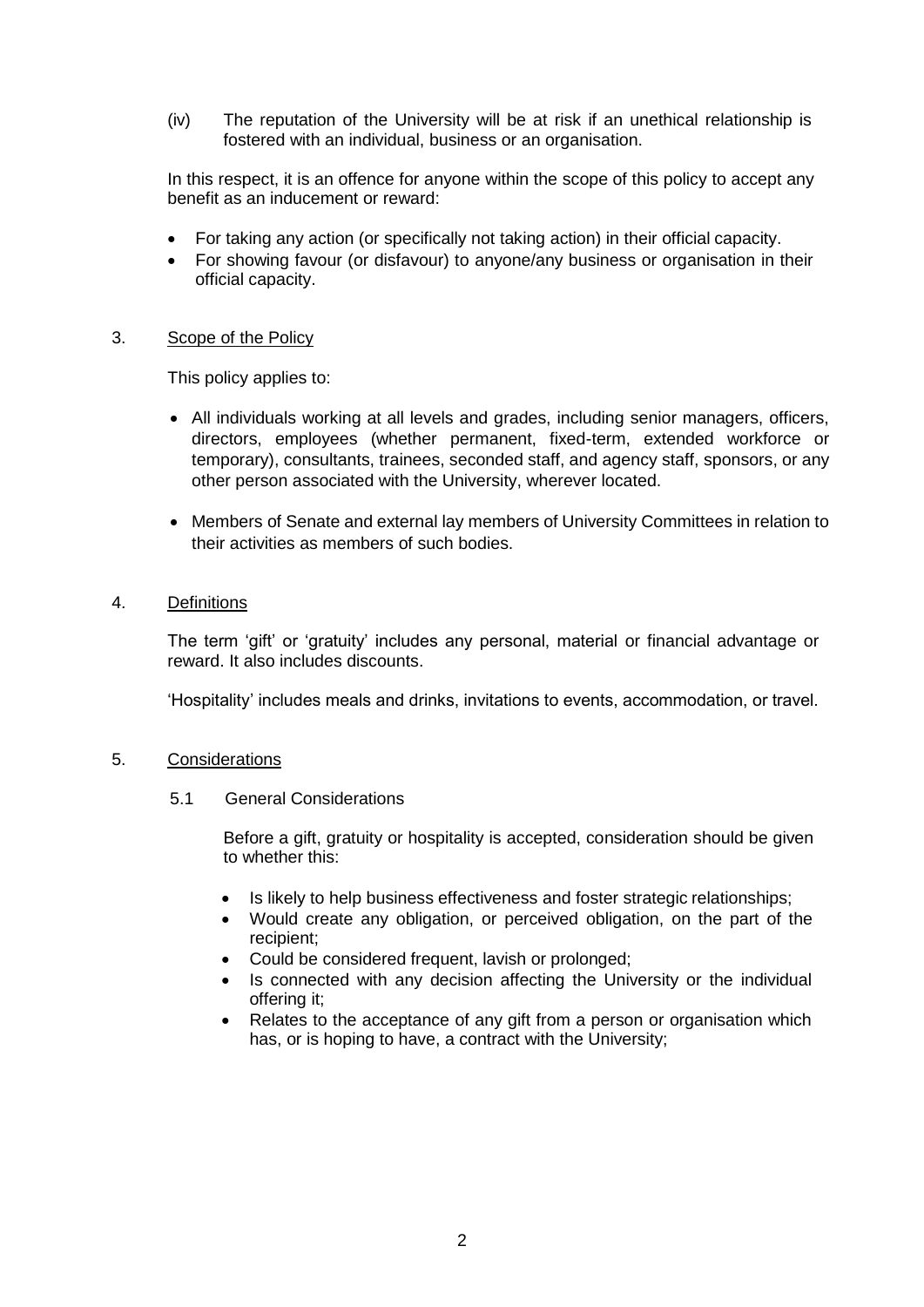(iv) The reputation of the University will be at risk if an unethical relationship is fostered with an individual, business or an organisation.

In this respect, it is an offence for anyone within the scope of this policy to accept any benefit as an inducement or reward:

- For taking any action (or specifically not taking action) in their official capacity.
- For showing favour (or disfavour) to anyone/any business or organisation in their official capacity.

## 3. Scope of the Policy

This policy applies to:

- All individuals working at all levels and grades, including senior managers, officers, directors, employees (whether permanent, fixed-term, extended workforce or temporary), consultants, trainees, seconded staff, and agency staff, sponsors, or any other person associated with the University, wherever located.
- Members of Senate and external lay members of University Committees in relation to their activities as members of such bodies.

## 4. Definitions

The term 'gift' or 'gratuity' includes any personal, material or financial advantage or reward. It also includes discounts.

'Hospitality' includes meals and drinks, invitations to events, accommodation, or travel.

## 5. Considerations

### 5.1 General Considerations

Before a gift, gratuity or hospitality is accepted, consideration should be given to whether this:

- Is likely to help business effectiveness and foster strategic relationships;
- Would create any obligation, or perceived obligation, on the part of the recipient;
- Could be considered frequent, lavish or prolonged;
- Is connected with any decision affecting the University or the individual offering it;
- Relates to the acceptance of any gift from a person or organisation which has, or is hoping to have, a contract with the University;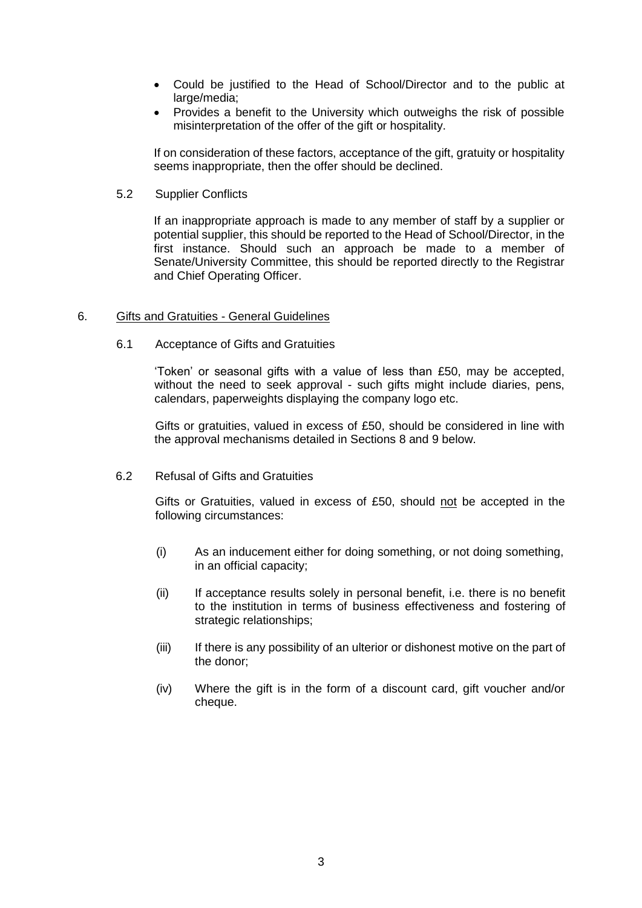- Could be justified to the Head of School/Director and to the public at large/media;
- Provides a benefit to the University which outweighs the risk of possible misinterpretation of the offer of the gift or hospitality.

If on consideration of these factors, acceptance of the gift, gratuity or hospitality seems inappropriate, then the offer should be declined.

### 5.2 Supplier Conflicts

If an inappropriate approach is made to any member of staff by a supplier or potential supplier, this should be reported to the Head of School/Director, in the first instance. Should such an approach be made to a member of Senate/University Committee, this should be reported directly to the Registrar and Chief Operating Officer.

## 6. Gifts and Gratuities - General Guidelines

### 6.1 Acceptance of Gifts and Gratuities

'Token' or seasonal gifts with a value of less than £50, may be accepted, without the need to seek approval - such gifts might include diaries, pens, calendars, paperweights displaying the company logo etc.

Gifts or gratuities, valued in excess of £50, should be considered in line with the approval mechanisms detailed in Sections 8 and 9 below.

### 6.2 Refusal of Gifts and Gratuities

Gifts or Gratuities, valued in excess of £50, should not be accepted in the following circumstances:

(i) As an inducement either for doing something, or not doing something, in an official capacity;

(ii) If acceptance results solely in personal benefit, i.e. there is no benefit to the institution in terms of business effectiveness and fostering of strategic relationships;

(iii) If there is any possibility of an ulterior or dishonest motive on the part of the donor;

(iv) Where the gift is in the form of a discount card, gift voucher and/or cheque.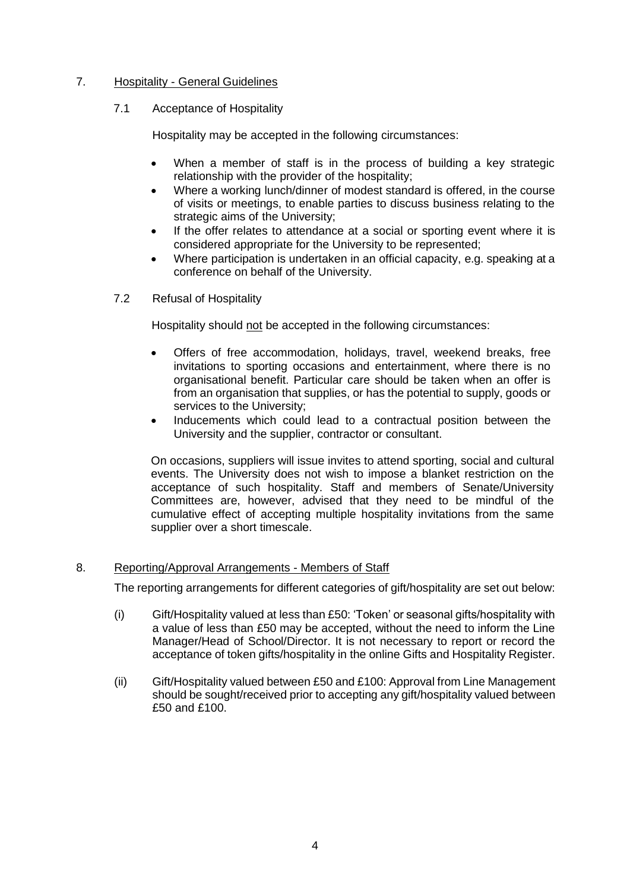## 7. Hospitality - General Guidelines

### 7.1 Acceptance of Hospitality

Hospitality may be accepted in the following circumstances:

- When a member of staff is in the process of building a key strategic relationship with the provider of the hospitality;
- Where a working lunch/dinner of modest standard is offered, in the course of visits or meetings, to enable parties to discuss business relating to the strategic aims of the University;
- If the offer relates to attendance at a social or sporting event where it is considered appropriate for the University to be represented;
- Where participation is undertaken in an official capacity, e.g. speaking at a conference on behalf of the University.

### 7.2 Refusal of Hospitality

Hospitality should not be accepted in the following circumstances:

- Offers of free accommodation, holidays, travel, weekend breaks, free invitations to sporting occasions and entertainment, where there is no organisational benefit. Particular care should be taken when an offer is from an organisation that supplies, or has the potential to supply, goods or services to the University;
- Inducements which could lead to a contractual position between the University and the supplier, contractor or consultant.

On occasions, suppliers will issue invites to attend sporting, social and cultural events. The University does not wish to impose a blanket restriction on the acceptance of such hospitality. Staff and members of Senate/University Committees are, however, advised that they need to be mindful of the cumulative effect of accepting multiple hospitality invitations from the same supplier over a short timescale.

## 8. Reporting/Approval Arrangements - Members of Staff

The reporting arrangements for different categories of gift/hospitality are set out below:

(i) Gift/Hospitality valued at less than £50: 'Token' or seasonal gifts/hospitality with a value of less than £50 may be accepted, without the need to inform the Line Manager/Head of School/Director. It is not necessary to report or record the acceptance of token gifts/hospitality in the online Gifts and Hospitality Register.

(ii) Gift/Hospitality valued between £50 and £100: Approval from Line Management should be sought/received prior to accepting any gift/hospitality valued between £50 and £100.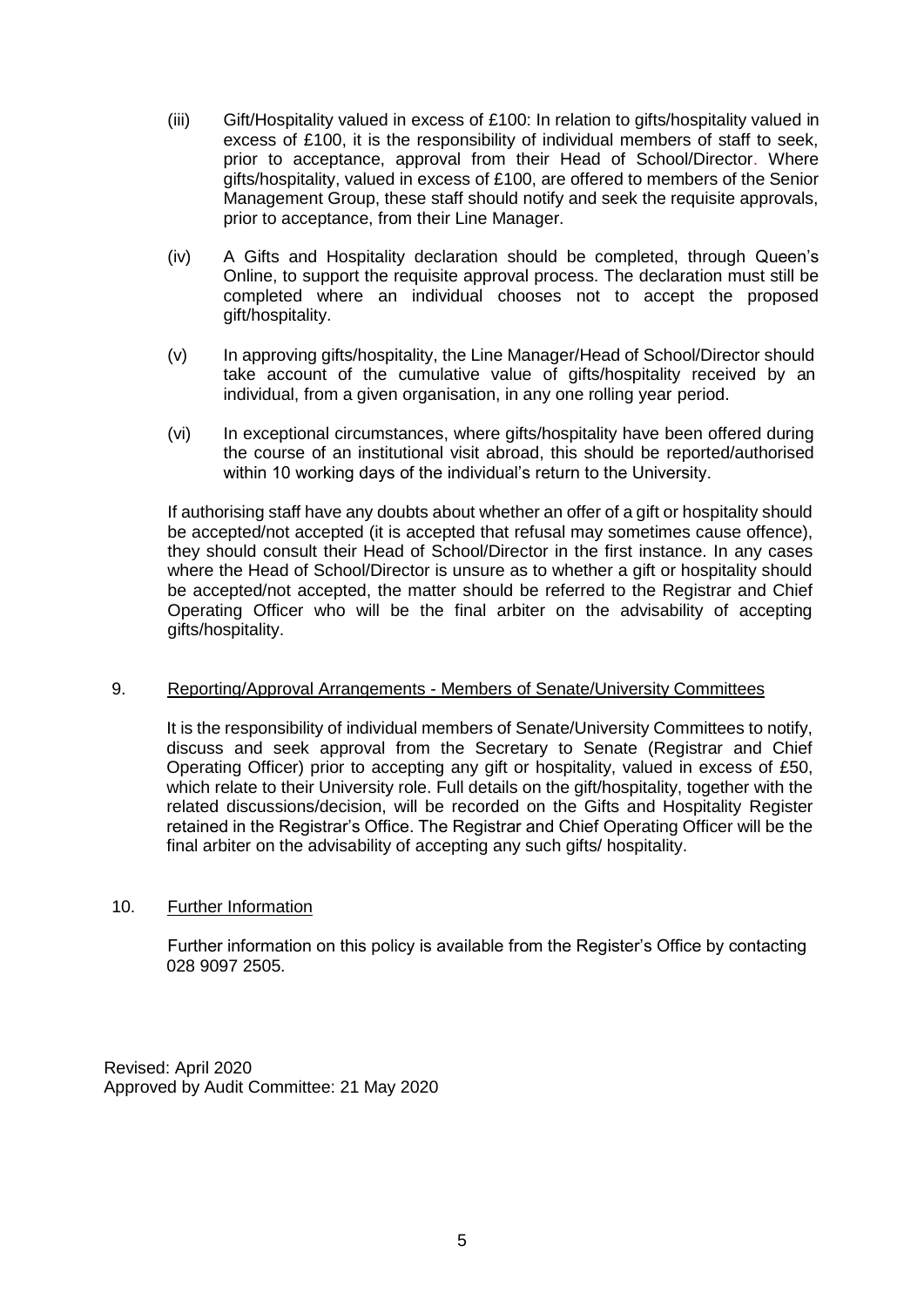(iii) Gift/Hospitality valued in excess of £100: In relation to gifts/hospitality valued in excess of £100, it is the responsibility of individual members of staff to seek, prior to acceptance, approval from their Head of School/Director. Where gifts/hospitality, valued in excess of £100, are offered to members of the Senior Management Group, these staff should notify and seek the requisite approvals, prior to acceptance, from their Line Manager.

(iv) A Gifts and Hospitality declaration should be completed, through Queen's Online, to support the requisite approval process. The declaration must still be completed where an individual chooses not to accept the proposed gift/hospitality.

(v) In approving gifts/hospitality, the Line Manager/Head of School/Director should take account of the cumulative value of gifts/hospitality received by an individual, from a given organisation, in any one rolling year period.

(vi) In exceptional circumstances, where gifts/hospitality have been offered during the course of an institutional visit abroad, this should be reported/authorised within 10 working days of the individual's return to the University.

If authorising staff have any doubts about whether an offer of a gift or hospitality should be accepted/not accepted (it is accepted that refusal may sometimes cause offence), they should consult their Head of School/Director in the first instance. In any cases where the Head of School/Director is unsure as to whether a gift or hospitality should be accepted/not accepted, the matter should be referred to the Registrar and Chief Operating Officer who will be the final arbiter on the advisability of accepting gifts/hospitality.

## 9. Reporting/Approval Arrangements - Members of Senate/University Committees

It is the responsibility of individual members of Senate/University Committees to notify, discuss and seek approval from the Secretary to Senate (Registrar and Chief Operating Officer) prior to accepting any gift or hospitality, valued in excess of £50, which relate to their University role. Full details on the gift/hospitality, together with the related discussions/decision, will be recorded on the Gifts and Hospitality Register retained in the Registrar's Office. The Registrar and Chief Operating Officer will be the final arbiter on the advisability of accepting any such gifts/ hospitality.

## 10. Further Information

Further information on this policy is available from the Register's Office by contacting 028 9097 2505.

Revised: April 2020
Approved by Audit Committee: 21 May 2020